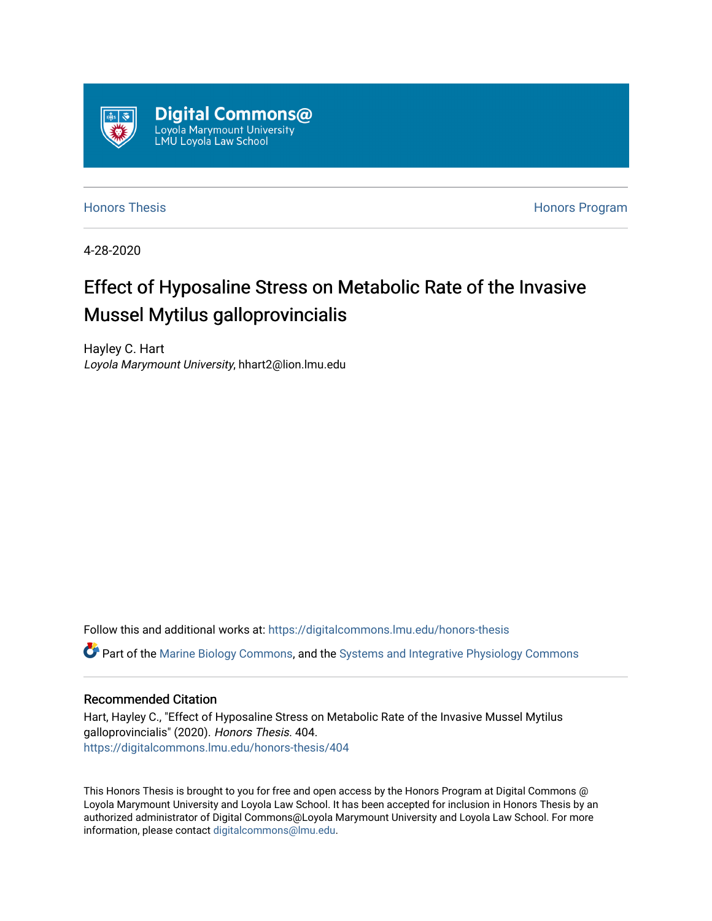Digital Commons@
Loyola Marymount University
LMU Loyola Law School

Honors Thesis | Honors Program

4-28-2020

# Effect of Hyposaline Stress on Metabolic Rate of the Invasive Mussel Mytilus galloprovincialis

Hayley C. Hart
*Loyola Marymount University*, hhart2@lion.lmu.edu

Follow this and additional works at: https://digitalcommons.lmu.edu/honors-thesis

Part of the Marine Biology Commons, and the Systems and Integrative Physiology Commons

## Recommended Citation

Hart, Hayley C., "Effect of Hyposaline Stress on Metabolic Rate of the Invasive Mussel Mytilus galloprovincialis" (2020). *Honors Thesis*. 404.
https://digitalcommons.lmu.edu/honors-thesis/404

This Honors Thesis is brought to you for free and open access by the Honors Program at Digital Commons @ Loyola Marymount University and Loyola Law School. It has been accepted for inclusion in Honors Thesis by an authorized administrator of Digital Commons@Loyola Marymount University and Loyola Law School. For more information, please contact digitalcommons@lmu.edu.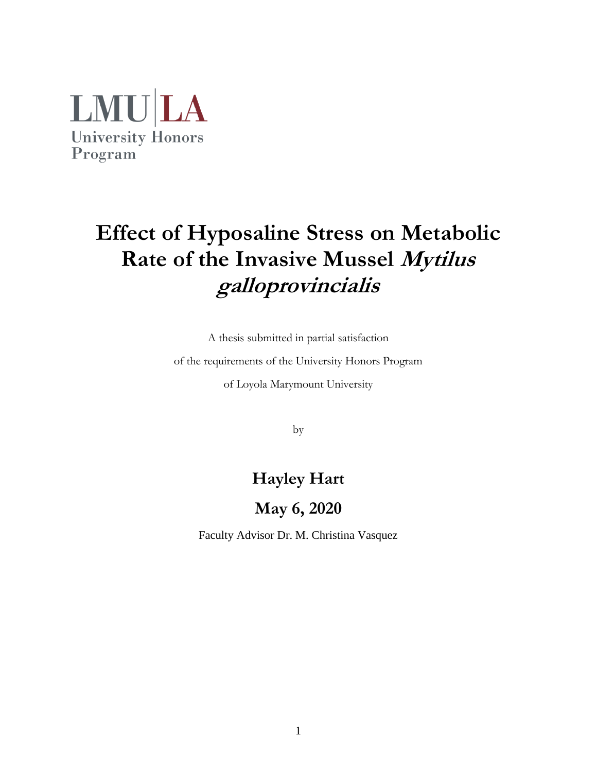LMU|LA
University Honors
Program

# Effect of Hyposaline Stress on Metabolic Rate of the Invasive Mussel *Mytilus galloprovincialis*

A thesis submitted in partial satisfaction

of the requirements of the University Honors Program

of Loyola Marymount University

by

## Hayley Hart

## May 6, 2020

Faculty Advisor Dr. M. Christina Vasquez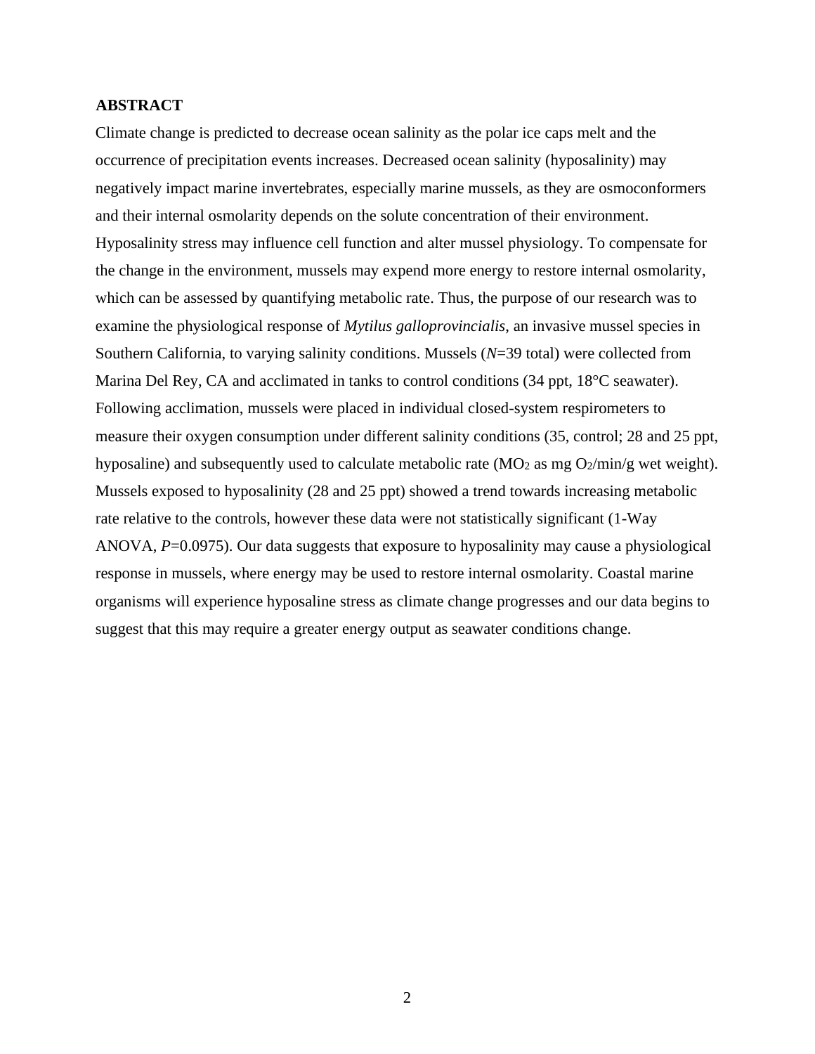**ABSTRACT**

Climate change is predicted to decrease ocean salinity as the polar ice caps melt and the occurrence of precipitation events increases. Decreased ocean salinity (hyposalinity) may negatively impact marine invertebrates, especially marine mussels, as they are osmoconformers and their internal osmolarity depends on the solute concentration of their environment. Hyposalinity stress may influence cell function and alter mussel physiology. To compensate for the change in the environment, mussels may expend more energy to restore internal osmolarity, which can be assessed by quantifying metabolic rate. Thus, the purpose of our research was to examine the physiological response of *Mytilus galloprovincialis*, an invasive mussel species in Southern California, to varying salinity conditions. Mussels (*N*=39 total) were collected from Marina Del Rey, CA and acclimated in tanks to control conditions (34 ppt, 18°C seawater). Following acclimation, mussels were placed in individual closed-system respirometers to measure their oxygen consumption under different salinity conditions (35, control; 28 and 25 ppt, hyposaline) and subsequently used to calculate metabolic rate ($MO_2$ as mg $O_2$/min/g wet weight). Mussels exposed to hyposalinity (28 and 25 ppt) showed a trend towards increasing metabolic rate relative to the controls, however these data were not statistically significant (1-Way ANOVA, $P$=0.0975). Our data suggests that exposure to hyposalinity may cause a physiological response in mussels, where energy may be used to restore internal osmolarity. Coastal marine organisms will experience hyposaline stress as climate change progresses and our data begins to suggest that this may require a greater energy output as seawater conditions change.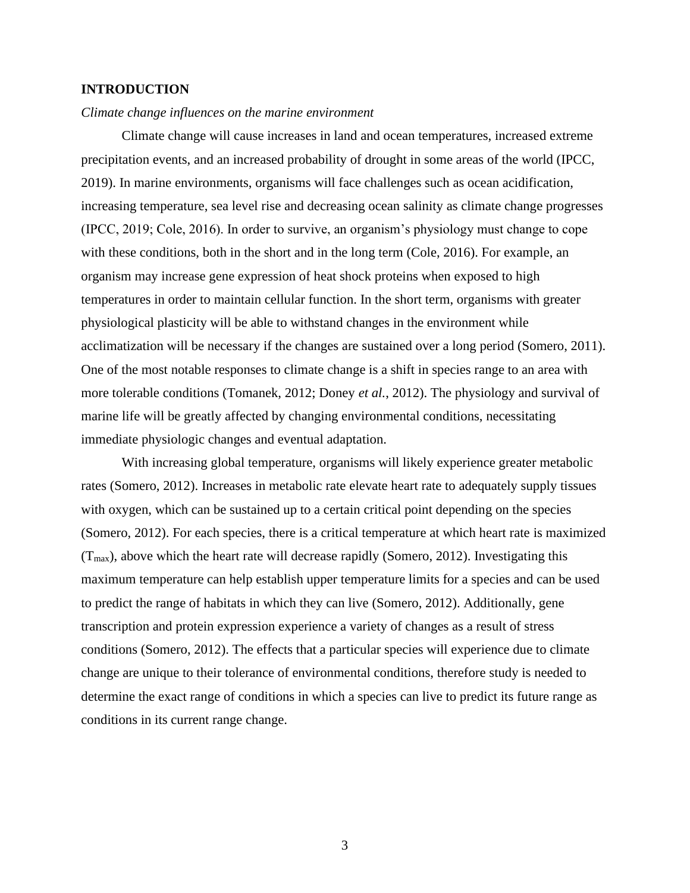# INTRODUCTION

*Climate change influences on the marine environment*

Climate change will cause increases in land and ocean temperatures, increased extreme precipitation events, and an increased probability of drought in some areas of the world (IPCC, 2019). In marine environments, organisms will face challenges such as ocean acidification, increasing temperature, sea level rise and decreasing ocean salinity as climate change progresses (IPCC, 2019; Cole, 2016). In order to survive, an organism's physiology must change to cope with these conditions, both in the short and in the long term (Cole, 2016). For example, an organism may increase gene expression of heat shock proteins when exposed to high temperatures in order to maintain cellular function. In the short term, organisms with greater physiological plasticity will be able to withstand changes in the environment while acclimatization will be necessary if the changes are sustained over a long period (Somero, 2011). One of the most notable responses to climate change is a shift in species range to an area with more tolerable conditions (Tomanek, 2012; Doney *et al.*, 2012). The physiology and survival of marine life will be greatly affected by changing environmental conditions, necessitating immediate physiologic changes and eventual adaptation.

With increasing global temperature, organisms will likely experience greater metabolic rates (Somero, 2012). Increases in metabolic rate elevate heart rate to adequately supply tissues with oxygen, which can be sustained up to a certain critical point depending on the species (Somero, 2012). For each species, there is a critical temperature at which heart rate is maximized ($T_{max}$), above which the heart rate will decrease rapidly (Somero, 2012). Investigating this maximum temperature can help establish upper temperature limits for a species and can be used to predict the range of habitats in which they can live (Somero, 2012). Additionally, gene transcription and protein expression experience a variety of changes as a result of stress conditions (Somero, 2012). The effects that a particular species will experience due to climate change are unique to their tolerance of environmental conditions, therefore study is needed to determine the exact range of conditions in which a species can live to predict its future range as conditions in its current range change.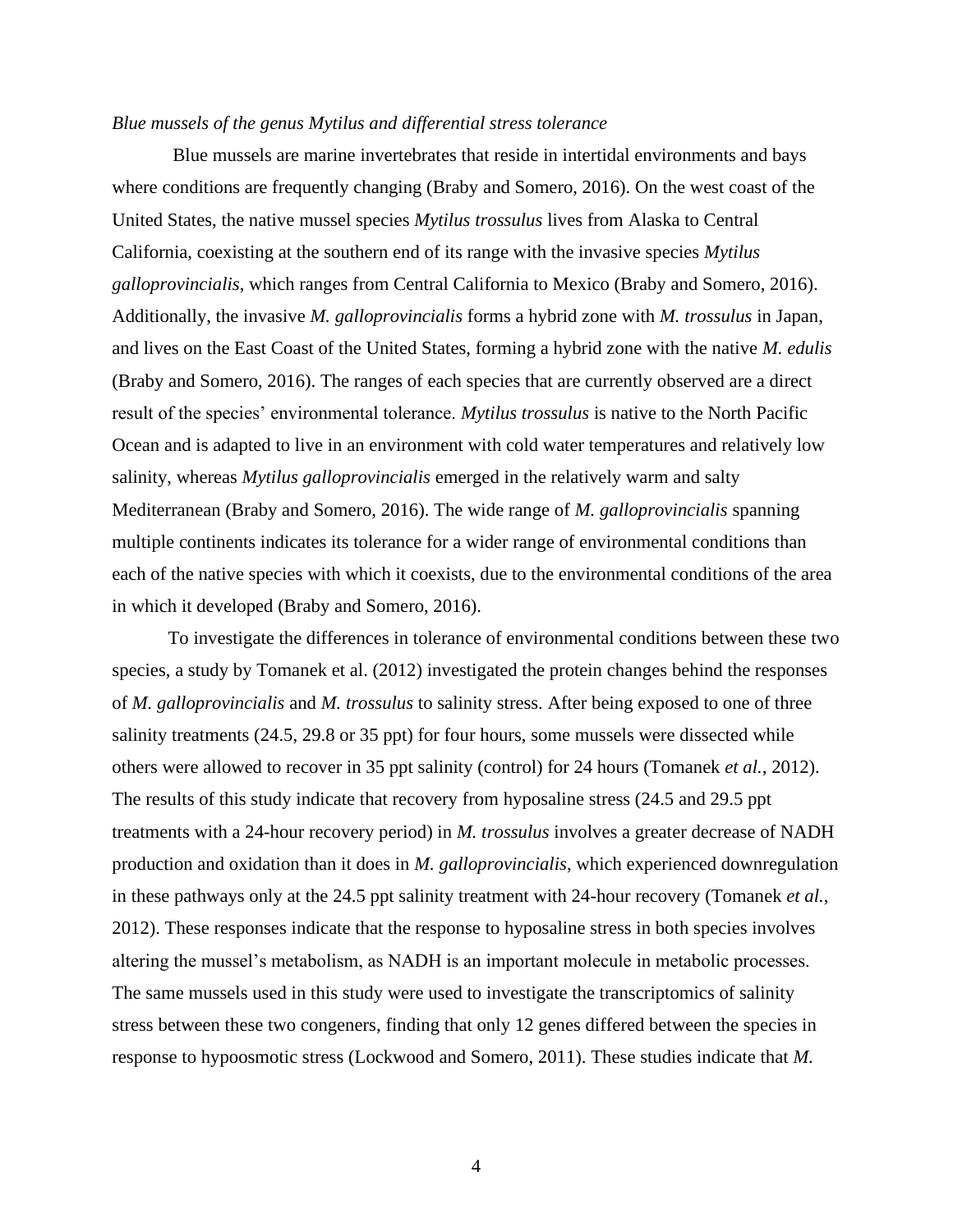*Blue mussels of the genus Mytilus and differential stress tolerance*

Blue mussels are marine invertebrates that reside in intertidal environments and bays where conditions are frequently changing (Braby and Somero, 2016). On the west coast of the United States, the native mussel species *Mytilus trossulus* lives from Alaska to Central California, coexisting at the southern end of its range with the invasive species *Mytilus galloprovincialis*, which ranges from Central California to Mexico (Braby and Somero, 2016). Additionally, the invasive *M. galloprovincialis* forms a hybrid zone with *M. trossulus* in Japan, and lives on the East Coast of the United States, forming a hybrid zone with the native *M. edulis* (Braby and Somero, 2016). The ranges of each species that are currently observed are a direct result of the species' environmental tolerance. *Mytilus trossulus* is native to the North Pacific Ocean and is adapted to live in an environment with cold water temperatures and relatively low salinity, whereas *Mytilus galloprovincialis* emerged in the relatively warm and salty Mediterranean (Braby and Somero, 2016). The wide range of *M. galloprovincialis* spanning multiple continents indicates its tolerance for a wider range of environmental conditions than each of the native species with which it coexists, due to the environmental conditions of the area in which it developed (Braby and Somero, 2016).

To investigate the differences in tolerance of environmental conditions between these two species, a study by Tomanek et al. (2012) investigated the protein changes behind the responses of *M. galloprovincialis* and *M. trossulus* to salinity stress. After being exposed to one of three salinity treatments (24.5, 29.8 or 35 ppt) for four hours, some mussels were dissected while others were allowed to recover in 35 ppt salinity (control) for 24 hours (Tomanek *et al.*, 2012). The results of this study indicate that recovery from hyposaline stress (24.5 and 29.5 ppt treatments with a 24-hour recovery period) in *M. trossulus* involves a greater decrease of NADH production and oxidation than it does in *M. galloprovincialis*, which experienced downregulation in these pathways only at the 24.5 ppt salinity treatment with 24-hour recovery (Tomanek *et al.*, 2012). These responses indicate that the response to hyposaline stress in both species involves altering the mussel's metabolism, as NADH is an important molecule in metabolic processes. The same mussels used in this study were used to investigate the transcriptomics of salinity stress between these two congeners, finding that only 12 genes differed between the species in response to hypoosmotic stress (Lockwood and Somero, 2011). These studies indicate that *M.*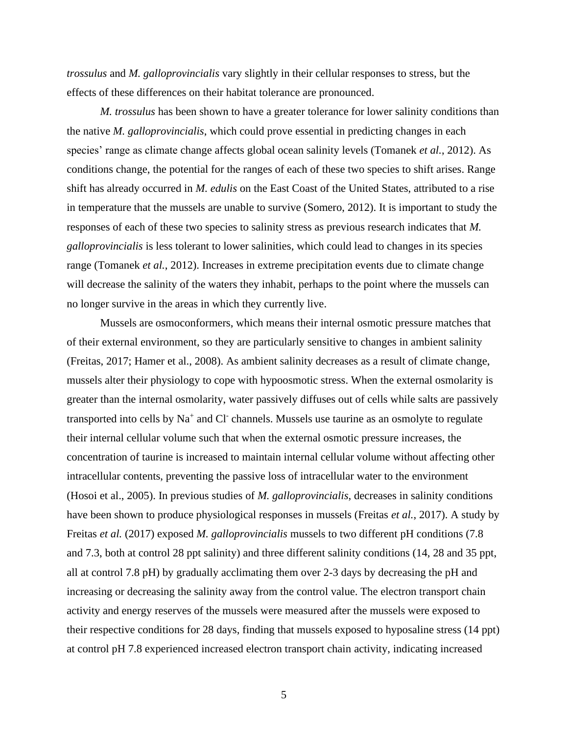*trossulus* and *M. galloprovincialis* vary slightly in their cellular responses to stress, but the effects of these differences on their habitat tolerance are pronounced.

*M. trossulus* has been shown to have a greater tolerance for lower salinity conditions than the native *M. galloprovincialis*, which could prove essential in predicting changes in each species' range as climate change affects global ocean salinity levels (Tomanek *et al.*, 2012). As conditions change, the potential for the ranges of each of these two species to shift arises. Range shift has already occurred in *M. edulis* on the East Coast of the United States, attributed to a rise in temperature that the mussels are unable to survive (Somero, 2012). It is important to study the responses of each of these two species to salinity stress as previous research indicates that *M. galloprovincialis* is less tolerant to lower salinities, which could lead to changes in its species range (Tomanek *et al.*, 2012). Increases in extreme precipitation events due to climate change will decrease the salinity of the waters they inhabit, perhaps to the point where the mussels can no longer survive in the areas in which they currently live.

Mussels are osmoconformers, which means their internal osmotic pressure matches that of their external environment, so they are particularly sensitive to changes in ambient salinity (Freitas, 2017; Hamer et al., 2008). As ambient salinity decreases as a result of climate change, mussels alter their physiology to cope with hypoosmotic stress. When the external osmolarity is greater than the internal osmolarity, water passively diffuses out of cells while salts are passively transported into cells by $Na^+$ and $Cl^-$ channels. Mussels use taurine as an osmolyte to regulate their internal cellular volume such that when the external osmotic pressure increases, the concentration of taurine is increased to maintain internal cellular volume without affecting other intracellular contents, preventing the passive loss of intracellular water to the environment (Hosoi et al., 2005). In previous studies of *M. galloprovincialis*, decreases in salinity conditions have been shown to produce physiological responses in mussels (Freitas *et al.*, 2017). A study by Freitas *et al.* (2017) exposed *M. galloprovincialis* mussels to two different pH conditions (7.8 and 7.3, both at control 28 ppt salinity) and three different salinity conditions (14, 28 and 35 ppt, all at control 7.8 pH) by gradually acclimating them over 2-3 days by decreasing the pH and increasing or decreasing the salinity away from the control value. The electron transport chain activity and energy reserves of the mussels were measured after the mussels were exposed to their respective conditions for 28 days, finding that mussels exposed to hyposaline stress (14 ppt) at control pH 7.8 experienced increased electron transport chain activity, indicating increased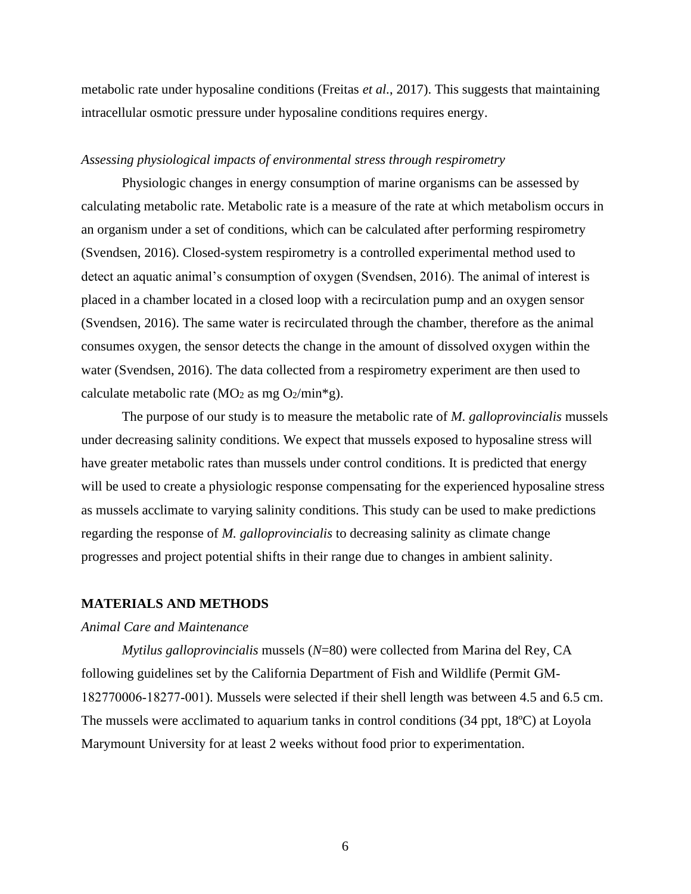metabolic rate under hyposaline conditions (Freitas *et al.*, 2017). This suggests that maintaining intracellular osmotic pressure under hyposaline conditions requires energy.

### *Assessing physiological impacts of environmental stress through respirometry*

Physiologic changes in energy consumption of marine organisms can be assessed by calculating metabolic rate. Metabolic rate is a measure of the rate at which metabolism occurs in an organism under a set of conditions, which can be calculated after performing respirometry (Svendsen, 2016). Closed-system respirometry is a controlled experimental method used to detect an aquatic animal's consumption of oxygen (Svendsen, 2016). The animal of interest is placed in a chamber located in a closed loop with a recirculation pump and an oxygen sensor (Svendsen, 2016). The same water is recirculated through the chamber, therefore as the animal consumes oxygen, the sensor detects the change in the amount of dissolved oxygen within the water (Svendsen, 2016). The data collected from a respirometry experiment are then used to calculate metabolic rate ($MO_2$ as mg $O_2$/min*g).

The purpose of our study is to measure the metabolic rate of *M. galloprovincialis* mussels under decreasing salinity conditions. We expect that mussels exposed to hyposaline stress will have greater metabolic rates than mussels under control conditions. It is predicted that energy will be used to create a physiologic response compensating for the experienced hyposaline stress as mussels acclimate to varying salinity conditions. This study can be used to make predictions regarding the response of *M. galloprovincialis* to decreasing salinity as climate change progresses and project potential shifts in their range due to changes in ambient salinity.

## MATERIALS AND METHODS

### *Animal Care and Maintenance*

*Mytilus galloprovincialis* mussels ($N$=80) were collected from Marina del Rey, CA following guidelines set by the California Department of Fish and Wildlife (Permit GM-182770006-18277-001). Mussels were selected if their shell length was between 4.5 and 6.5 cm. The mussels were acclimated to aquarium tanks in control conditions (34 ppt, 18ºC) at Loyola Marymount University for at least 2 weeks without food prior to experimentation.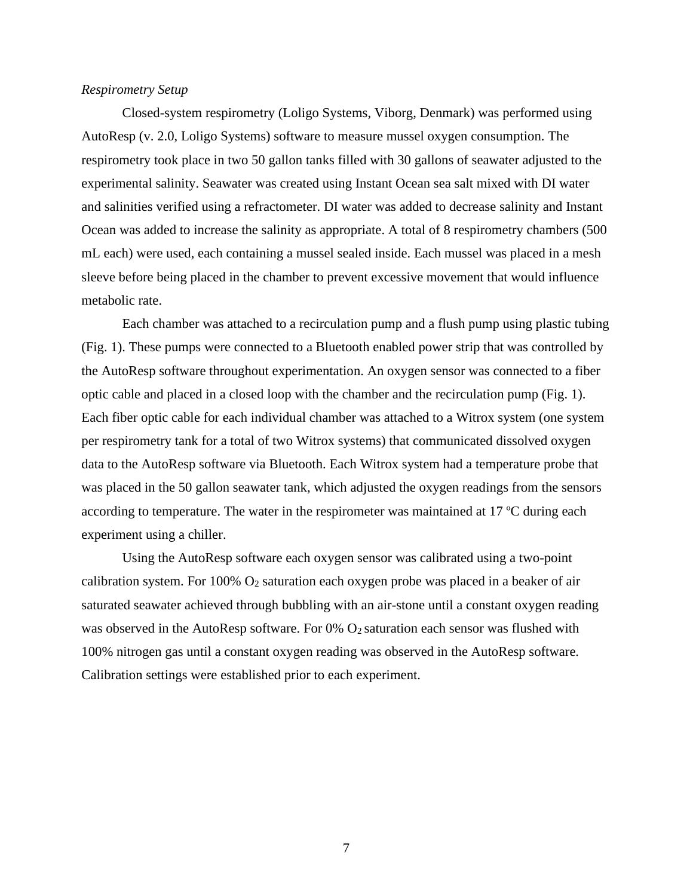*Respirometry Setup*

Closed-system respirometry (Loligo Systems, Viborg, Denmark) was performed using AutoResp (v. 2.0, Loligo Systems) software to measure mussel oxygen consumption. The respirometry took place in two 50 gallon tanks filled with 30 gallons of seawater adjusted to the experimental salinity. Seawater was created using Instant Ocean sea salt mixed with DI water and salinities verified using a refractometer. DI water was added to decrease salinity and Instant Ocean was added to increase the salinity as appropriate. A total of 8 respirometry chambers (500 mL each) were used, each containing a mussel sealed inside. Each mussel was placed in a mesh sleeve before being placed in the chamber to prevent excessive movement that would influence metabolic rate.

Each chamber was attached to a recirculation pump and a flush pump using plastic tubing (Fig. 1). These pumps were connected to a Bluetooth enabled power strip that was controlled by the AutoResp software throughout experimentation. An oxygen sensor was connected to a fiber optic cable and placed in a closed loop with the chamber and the recirculation pump (Fig. 1). Each fiber optic cable for each individual chamber was attached to a Witrox system (one system per respirometry tank for a total of two Witrox systems) that communicated dissolved oxygen data to the AutoResp software via Bluetooth. Each Witrox system had a temperature probe that was placed in the 50 gallon seawater tank, which adjusted the oxygen readings from the sensors according to temperature. The water in the respirometer was maintained at 17 ºC during each experiment using a chiller.

Using the AutoResp software each oxygen sensor was calibrated using a two-point calibration system. For 100% $O_2$ saturation each oxygen probe was placed in a beaker of air saturated seawater achieved through bubbling with an air-stone until a constant oxygen reading was observed in the AutoResp software. For 0% $O_2$ saturation each sensor was flushed with 100% nitrogen gas until a constant oxygen reading was observed in the AutoResp software. Calibration settings were established prior to each experiment.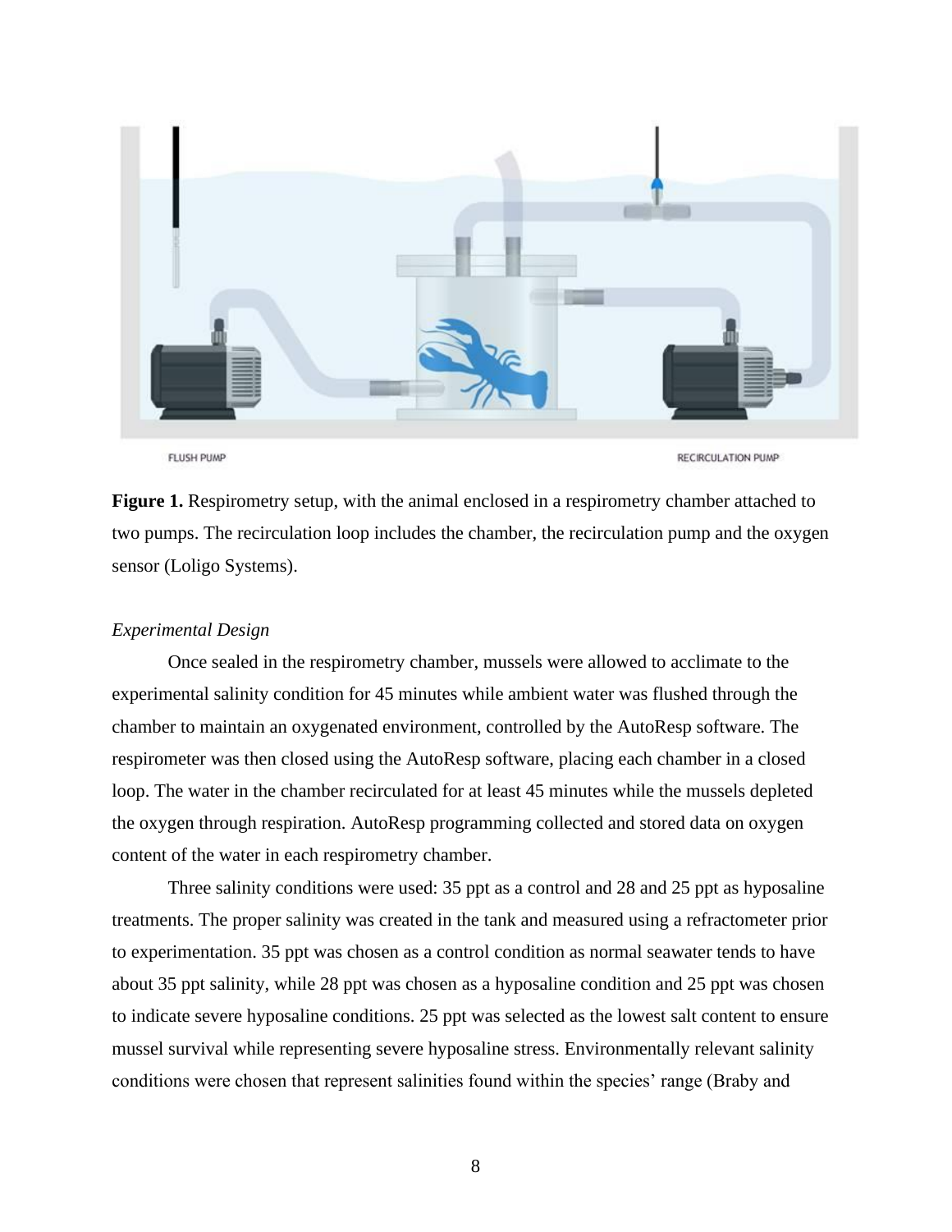**Figure 1.** Respirometry setup, with the animal enclosed in a respirometry chamber attached to two pumps. The recirculation loop includes the chamber, the recirculation pump and the oxygen sensor (Loligo Systems).

*Experimental Design*

Once sealed in the respirometry chamber, mussels were allowed to acclimate to the experimental salinity condition for 45 minutes while ambient water was flushed through the chamber to maintain an oxygenated environment, controlled by the AutoResp software. The respirometer was then closed using the AutoResp software, placing each chamber in a closed loop. The water in the chamber recirculated for at least 45 minutes while the mussels depleted the oxygen through respiration. AutoResp programming collected and stored data on oxygen content of the water in each respirometry chamber.

Three salinity conditions were used: 35 ppt as a control and 28 and 25 ppt as hyposaline treatments. The proper salinity was created in the tank and measured using a refractometer prior to experimentation. 35 ppt was chosen as a control condition as normal seawater tends to have about 35 ppt salinity, while 28 ppt was chosen as a hyposaline condition and 25 ppt was chosen to indicate severe hyposaline conditions. 25 ppt was selected as the lowest salt content to ensure mussel survival while representing severe hyposaline stress. Environmentally relevant salinity conditions were chosen that represent salinities found within the species' range (Braby and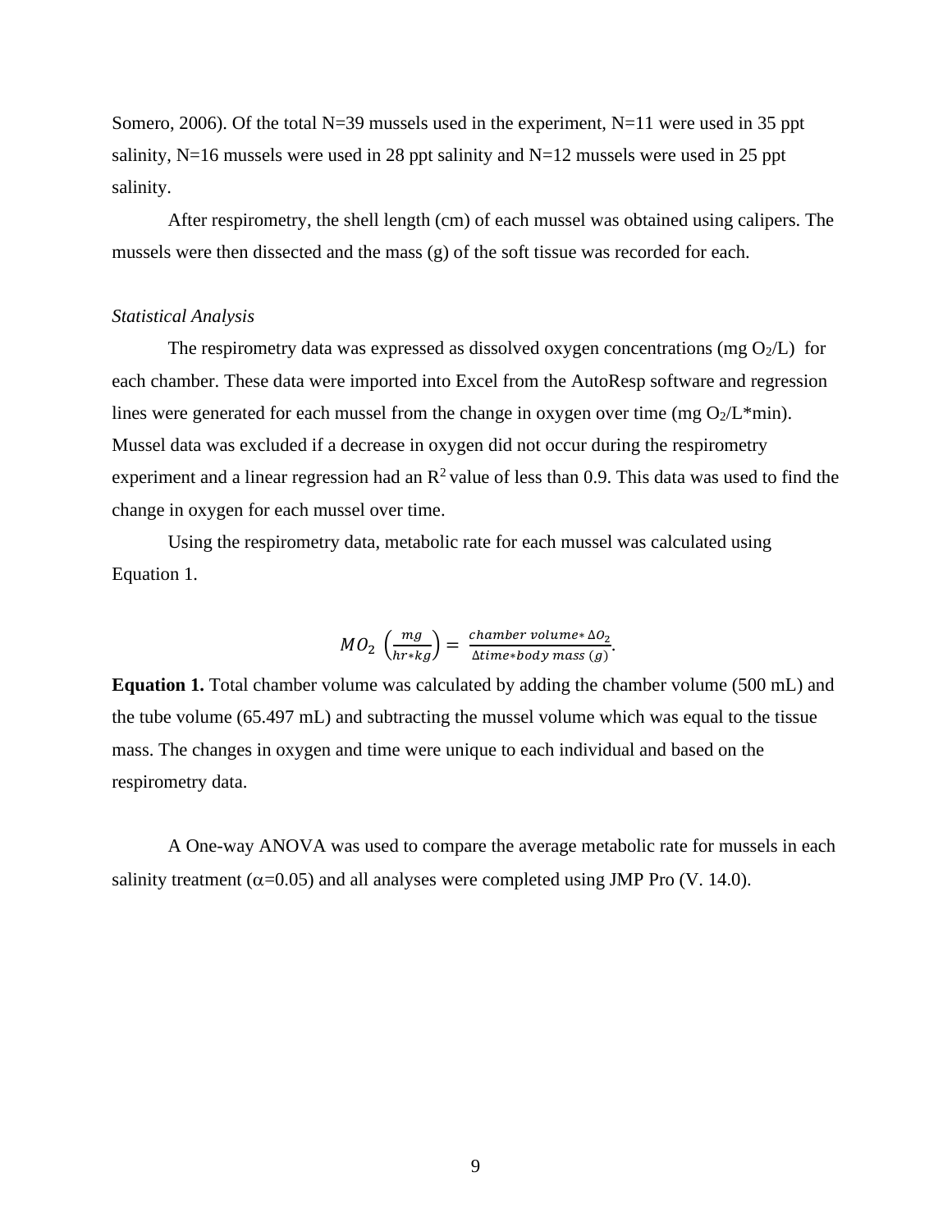Somero, 2006). Of the total N=39 mussels used in the experiment, N=11 were used in 35 ppt salinity, N=16 mussels were used in 28 ppt salinity and N=12 mussels were used in 25 ppt salinity.

After respirometry, the shell length (cm) of each mussel was obtained using calipers. The mussels were then dissected and the mass (g) of the soft tissue was recorded for each.

*Statistical Analysis*

The respirometry data was expressed as dissolved oxygen concentrations (mg $O_2$/L) for each chamber. These data were imported into Excel from the AutoResp software and regression lines were generated for each mussel from the change in oxygen over time (mg $O_2$/L*min). Mussel data was excluded if a decrease in oxygen did not occur during the respirometry experiment and a linear regression had an $R^2$ value of less than 0.9. This data was used to find the change in oxygen for each mussel over time.

Using the respirometry data, metabolic rate for each mussel was calculated using Equation 1.

$$MO_2 \left(\frac{mg}{hr*kg}\right) = \frac{chamber\ volume * \Delta O_2}{\Delta time * body\ mass\ (g)}.$$

**Equation 1.** Total chamber volume was calculated by adding the chamber volume (500 mL) and the tube volume (65.497 mL) and subtracting the mussel volume which was equal to the tissue mass. The changes in oxygen and time were unique to each individual and based on the respirometry data.

A One-way ANOVA was used to compare the average metabolic rate for mussels in each salinity treatment ($\alpha$=0.05) and all analyses were completed using JMP Pro (V. 14.0).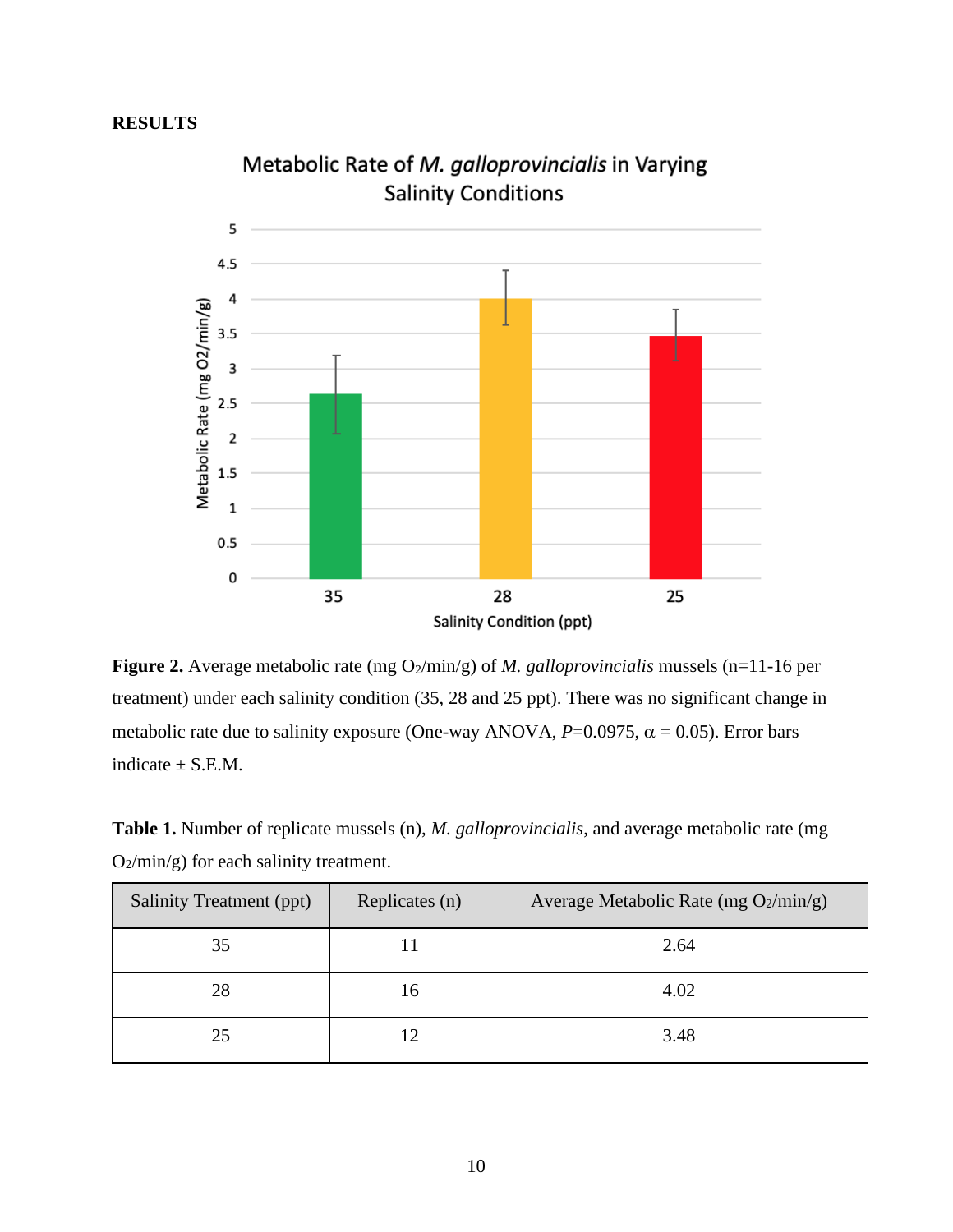## RESULTS

**Figure 2.** Average metabolic rate (mg $O_2$/min/g) of *M. galloprovincialis* mussels (n=11-16 per treatment) under each salinity condition (35, 28 and 25 ppt). There was no significant change in metabolic rate due to salinity exposure (One-way ANOVA, $P$=0.0975, $\alpha$ = 0.05). Error bars indicate ± S.E.M.

**Table 1.** Number of replicate mussels (n), *M. galloprovincialis*, and average metabolic rate (mg $O_2$/min/g) for each salinity treatment.

| Salinity Treatment (ppt) | Replicates (n) | Average Metabolic Rate (mg $O_2$/min/g) |
|---|---|---|
| 35 | 11 | 2.64 |
| 28 | 16 | 4.02 |
| 25 | 12 | 3.48 |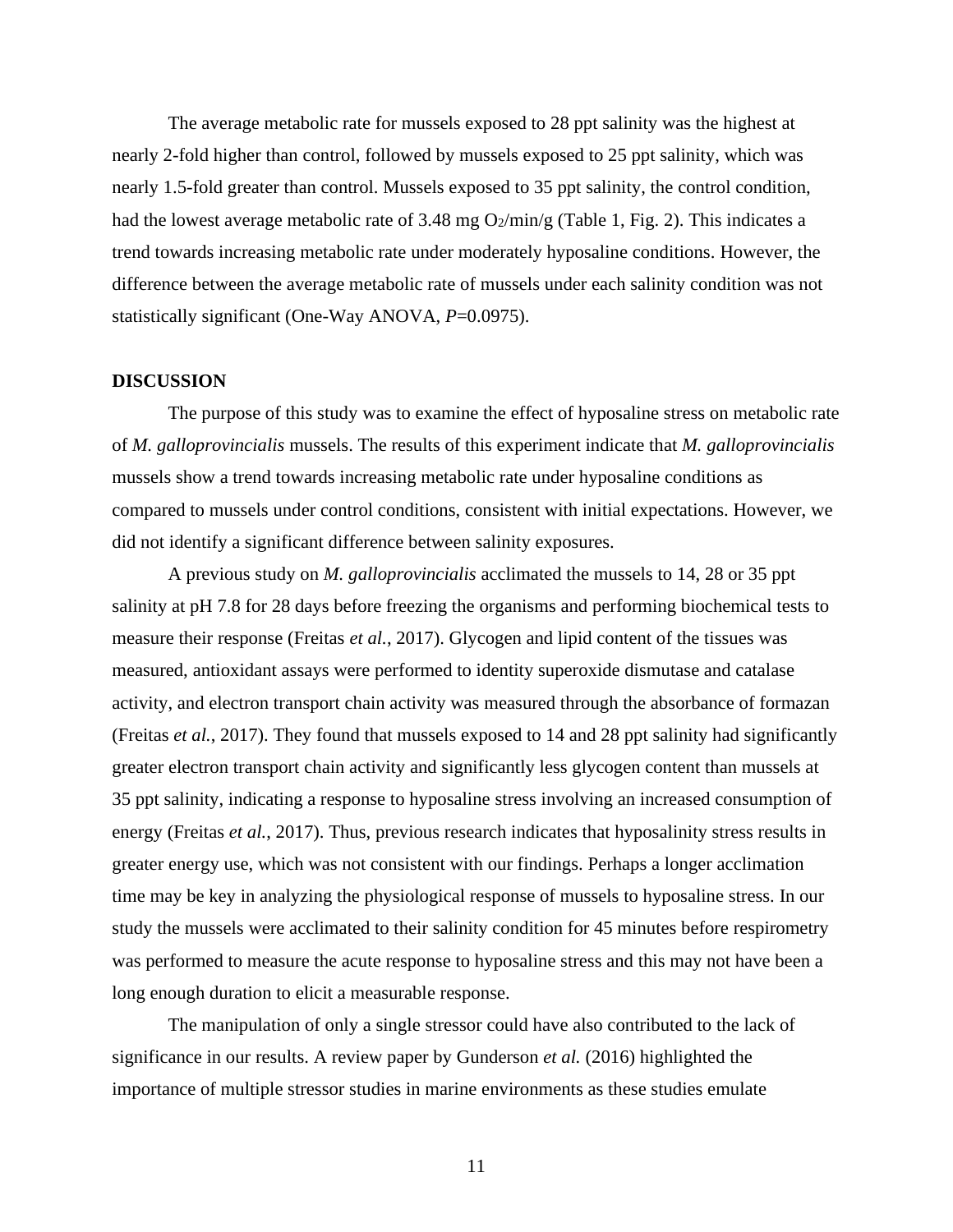The average metabolic rate for mussels exposed to 28 ppt salinity was the highest at nearly 2-fold higher than control, followed by mussels exposed to 25 ppt salinity, which was nearly 1.5-fold greater than control. Mussels exposed to 35 ppt salinity, the control condition, had the lowest average metabolic rate of 3.48 mg $O_2$/min/g (Table 1, Fig. 2). This indicates a trend towards increasing metabolic rate under moderately hyposaline conditions. However, the difference between the average metabolic rate of mussels under each salinity condition was not statistically significant (One-Way ANOVA, $P$=0.0975).

## DISCUSSION

The purpose of this study was to examine the effect of hyposaline stress on metabolic rate of *M. galloprovincialis* mussels. The results of this experiment indicate that *M. galloprovincialis* mussels show a trend towards increasing metabolic rate under hyposaline conditions as compared to mussels under control conditions, consistent with initial expectations. However, we did not identify a significant difference between salinity exposures.

A previous study on *M. galloprovincialis* acclimated the mussels to 14, 28 or 35 ppt salinity at pH 7.8 for 28 days before freezing the organisms and performing biochemical tests to measure their response (Freitas *et al.*, 2017). Glycogen and lipid content of the tissues was measured, antioxidant assays were performed to identity superoxide dismutase and catalase activity, and electron transport chain activity was measured through the absorbance of formazan (Freitas *et al.*, 2017). They found that mussels exposed to 14 and 28 ppt salinity had significantly greater electron transport chain activity and significantly less glycogen content than mussels at 35 ppt salinity, indicating a response to hyposaline stress involving an increased consumption of energy (Freitas *et al.*, 2017). Thus, previous research indicates that hyposalinity stress results in greater energy use, which was not consistent with our findings. Perhaps a longer acclimation time may be key in analyzing the physiological response of mussels to hyposaline stress. In our study the mussels were acclimated to their salinity condition for 45 minutes before respirometry was performed to measure the acute response to hyposaline stress and this may not have been a long enough duration to elicit a measurable response.

The manipulation of only a single stressor could have also contributed to the lack of significance in our results. A review paper by Gunderson *et al.* (2016) highlighted the importance of multiple stressor studies in marine environments as these studies emulate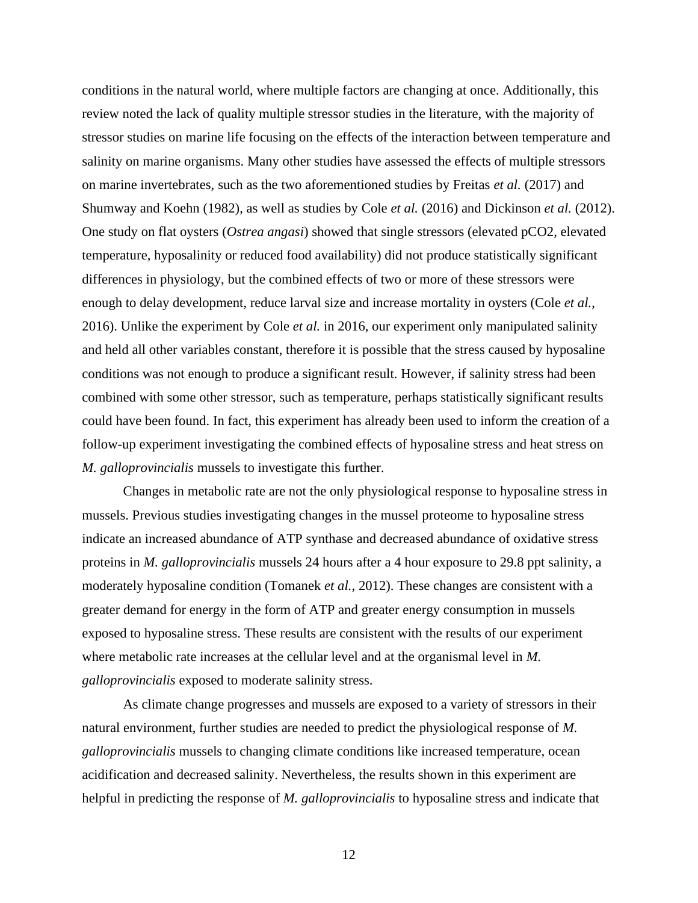conditions in the natural world, where multiple factors are changing at once. Additionally, this review noted the lack of quality multiple stressor studies in the literature, with the majority of stressor studies on marine life focusing on the effects of the interaction between temperature and salinity on marine organisms. Many other studies have assessed the effects of multiple stressors on marine invertebrates, such as the two aforementioned studies by Freitas *et al.* (2017) and Shumway and Koehn (1982), as well as studies by Cole *et al.* (2016) and Dickinson *et al.* (2012). One study on flat oysters (*Ostrea angasi*) showed that single stressors (elevated pCO2, elevated temperature, hyposalinity or reduced food availability) did not produce statistically significant differences in physiology, but the combined effects of two or more of these stressors were enough to delay development, reduce larval size and increase mortality in oysters (Cole *et al.*, 2016). Unlike the experiment by Cole *et al.* in 2016, our experiment only manipulated salinity and held all other variables constant, therefore it is possible that the stress caused by hyposaline conditions was not enough to produce a significant result. However, if salinity stress had been combined with some other stressor, such as temperature, perhaps statistically significant results could have been found. In fact, this experiment has already been used to inform the creation of a follow-up experiment investigating the combined effects of hyposaline stress and heat stress on *M. galloprovincialis* mussels to investigate this further.

Changes in metabolic rate are not the only physiological response to hyposaline stress in mussels. Previous studies investigating changes in the mussel proteome to hyposaline stress indicate an increased abundance of ATP synthase and decreased abundance of oxidative stress proteins in *M. galloprovincialis* mussels 24 hours after a 4 hour exposure to 29.8 ppt salinity, a moderately hyposaline condition (Tomanek *et al.*, 2012). These changes are consistent with a greater demand for energy in the form of ATP and greater energy consumption in mussels exposed to hyposaline stress. These results are consistent with the results of our experiment where metabolic rate increases at the cellular level and at the organismal level in *M. galloprovincialis* exposed to moderate salinity stress.

As climate change progresses and mussels are exposed to a variety of stressors in their natural environment, further studies are needed to predict the physiological response of *M. galloprovincialis* mussels to changing climate conditions like increased temperature, ocean acidification and decreased salinity. Nevertheless, the results shown in this experiment are helpful in predicting the response of *M. galloprovincialis* to hyposaline stress and indicate that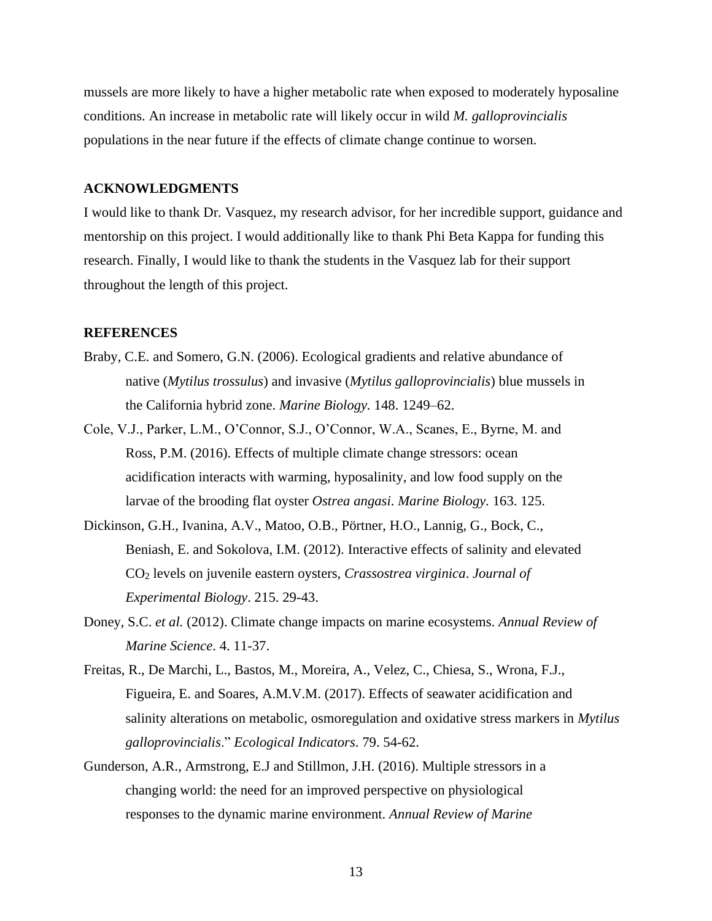mussels are more likely to have a higher metabolic rate when exposed to moderately hyposaline conditions. An increase in metabolic rate will likely occur in wild *M. galloprovincialis* populations in the near future if the effects of climate change continue to worsen.

## ACKNOWLEDGMENTS

I would like to thank Dr. Vasquez, my research advisor, for her incredible support, guidance and mentorship on this project. I would additionally like to thank Phi Beta Kappa for funding this research. Finally, I would like to thank the students in the Vasquez lab for their support throughout the length of this project.

## REFERENCES

Braby, C.E. and Somero, G.N. (2006). Ecological gradients and relative abundance of native (*Mytilus trossulus*) and invasive (*Mytilus galloprovincialis*) blue mussels in the California hybrid zone. *Marine Biology*. 148. 1249–62.

Cole, V.J., Parker, L.M., O'Connor, S.J., O'Connor, W.A., Scanes, E., Byrne, M. and Ross, P.M. (2016). Effects of multiple climate change stressors: ocean acidification interacts with warming, hyposalinity, and low food supply on the larvae of the brooding flat oyster *Ostrea angasi*. *Marine Biology*. 163. 125.

Dickinson, G.H., Ivanina, A.V., Matoo, O.B., Pörtner, H.O., Lannig, G., Bock, C., Beniash, E. and Sokolova, I.M. (2012). Interactive effects of salinity and elevated $CO_2$ levels on juvenile eastern oysters, *Crassostrea virginica*. *Journal of Experimental Biology*. 215. 29-43.

Doney, S.C. *et al.* (2012). Climate change impacts on marine ecosystems. *Annual Review of Marine Science*. 4. 11-37.

Freitas, R., De Marchi, L., Bastos, M., Moreira, A., Velez, C., Chiesa, S., Wrona, F.J., Figueira, E. and Soares, A.M.V.M. (2017). Effects of seawater acidification and salinity alterations on metabolic, osmoregulation and oxidative stress markers in *Mytilus galloprovincialis*." *Ecological Indicators*. 79. 54-62.

Gunderson, A.R., Armstrong, E.J and Stillmon, J.H. (2016). Multiple stressors in a changing world: the need for an improved perspective on physiological responses to the dynamic marine environment. *Annual Review of Marine*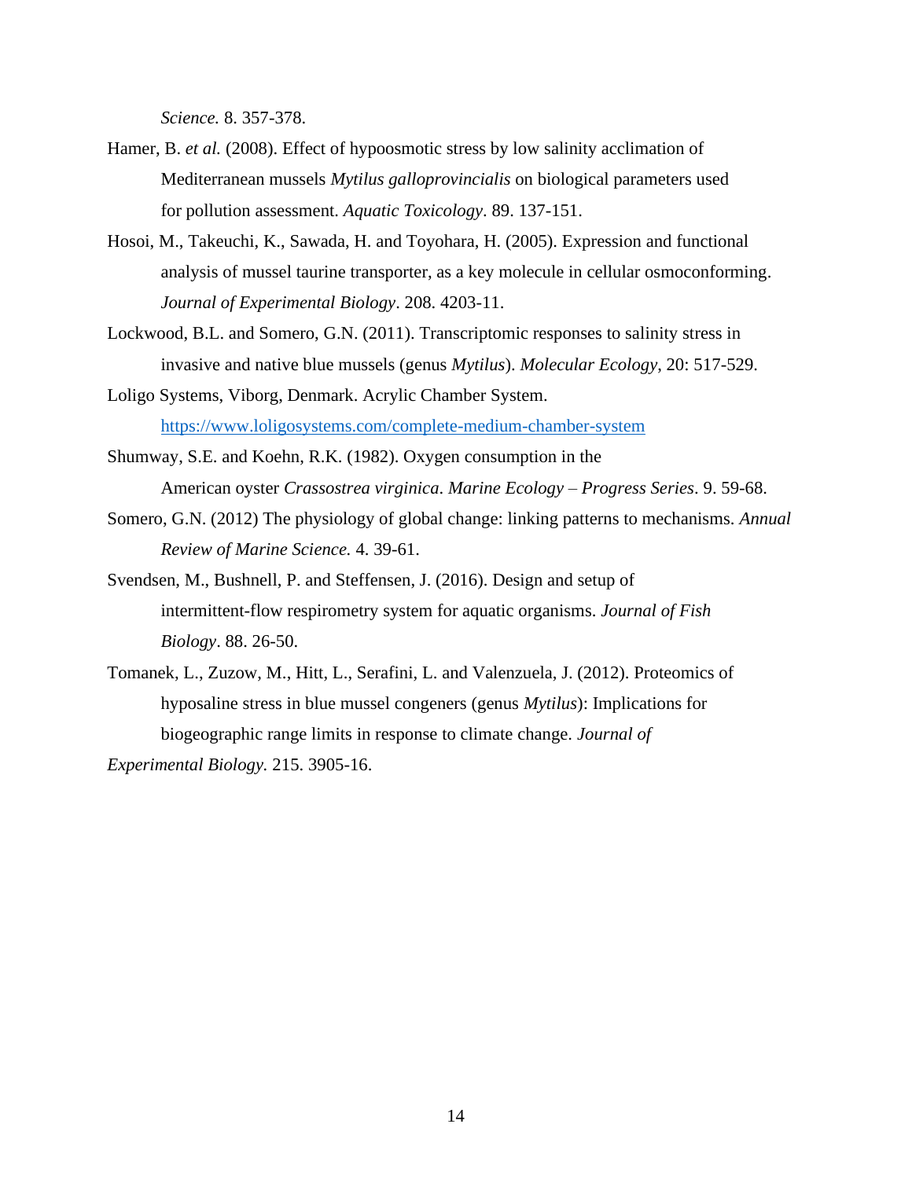*Science.* 8. 357-378.

Hamer, B. *et al.* (2008). Effect of hypoosmotic stress by low salinity acclimation of Mediterranean mussels *Mytilus galloprovincialis* on biological parameters used for pollution assessment. *Aquatic Toxicology*. 89. 137-151.

Hosoi, M., Takeuchi, K., Sawada, H. and Toyohara, H. (2005). Expression and functional analysis of mussel taurine transporter, as a key molecule in cellular osmoconforming. *Journal of Experimental Biology*. 208. 4203-11.

Lockwood, B.L. and Somero, G.N. (2011). Transcriptomic responses to salinity stress in invasive and native blue mussels (genus *Mytilus*). *Molecular Ecology*, 20: 517-529.

Loligo Systems, Viborg, Denmark. Acrylic Chamber System. https://www.loligosystems.com/complete-medium-chamber-system

Shumway, S.E. and Koehn, R.K. (1982). Oxygen consumption in the American oyster *Crassostrea virginica*. *Marine Ecology – Progress Series*. 9. 59-68.

Somero, G.N. (2012) The physiology of global change: linking patterns to mechanisms. *Annual Review of Marine Science.* 4. 39-61.

Svendsen, M., Bushnell, P. and Steffensen, J. (2016). Design and setup of intermittent-flow respirometry system for aquatic organisms. *Journal of Fish Biology*. 88. 26-50.

Tomanek, L., Zuzow, M., Hitt, L., Serafini, L. and Valenzuela, J. (2012). Proteomics of hyposaline stress in blue mussel congeners (genus *Mytilus*): Implications for biogeographic range limits in response to climate change. *Journal of Experimental Biology.* 215. 3905-16.